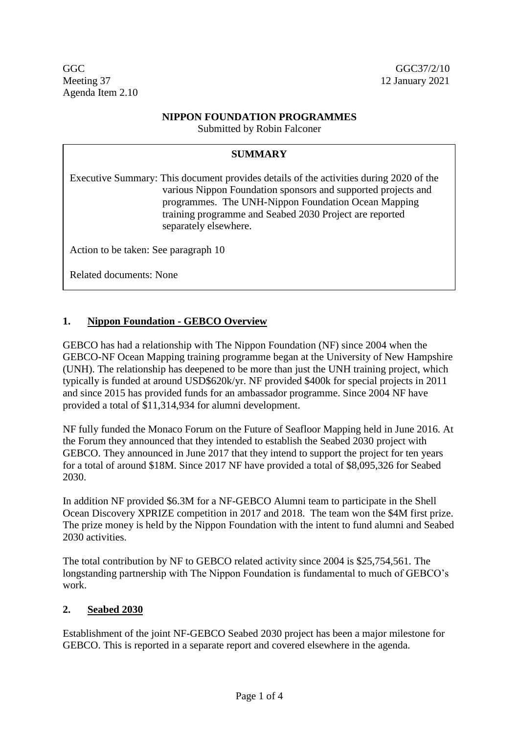GGC
Meeting 37
Agenda Item 2.10

GGC37/2/10
12 January 2021

**NIPPON FOUNDATION PROGRAMMES**

Submitted by Robin Falconer

| **SUMMARY** |
| --- |
| Executive Summary: This document provides details of the activities during 2020 of the various Nippon Foundation sponsors and supported projects and programmes. The UNH-Nippon Foundation Ocean Mapping training programme and Seabed 2030 Project are reported separately elsewhere. |
| Action to be taken: See paragraph 10 |
| Related documents: None |

## 1. Nippon Foundation - GEBCO Overview

GEBCO has had a relationship with The Nippon Foundation (NF) since 2004 when the GEBCO-NF Ocean Mapping training programme began at the University of New Hampshire (UNH). The relationship has deepened to be more than just the UNH training project, which typically is funded at around USD$620k/yr. NF provided $400k for special projects in 2011 and since 2015 has provided funds for an ambassador programme. Since 2004 NF have provided a total of $11,314,934 for alumni development.

NF fully funded the Monaco Forum on the Future of Seafloor Mapping held in June 2016. At the Forum they announced that they intended to establish the Seabed 2030 project with GEBCO. They announced in June 2017 that they intend to support the project for ten years for a total of around $18M. Since 2017 NF have provided a total of $8,095,326 for Seabed 2030.

In addition NF provided $6.3M for a NF-GEBCO Alumni team to participate in the Shell Ocean Discovery XPRIZE competition in 2017 and 2018. The team won the $4M first prize. The prize money is held by the Nippon Foundation with the intent to fund alumni and Seabed 2030 activities.

The total contribution by NF to GEBCO related activity since 2004 is $25,754,561. The longstanding partnership with The Nippon Foundation is fundamental to much of GEBCO's work.

## 2. Seabed 2030

Establishment of the joint NF-GEBCO Seabed 2030 project has been a major milestone for GEBCO. This is reported in a separate report and covered elsewhere in the agenda.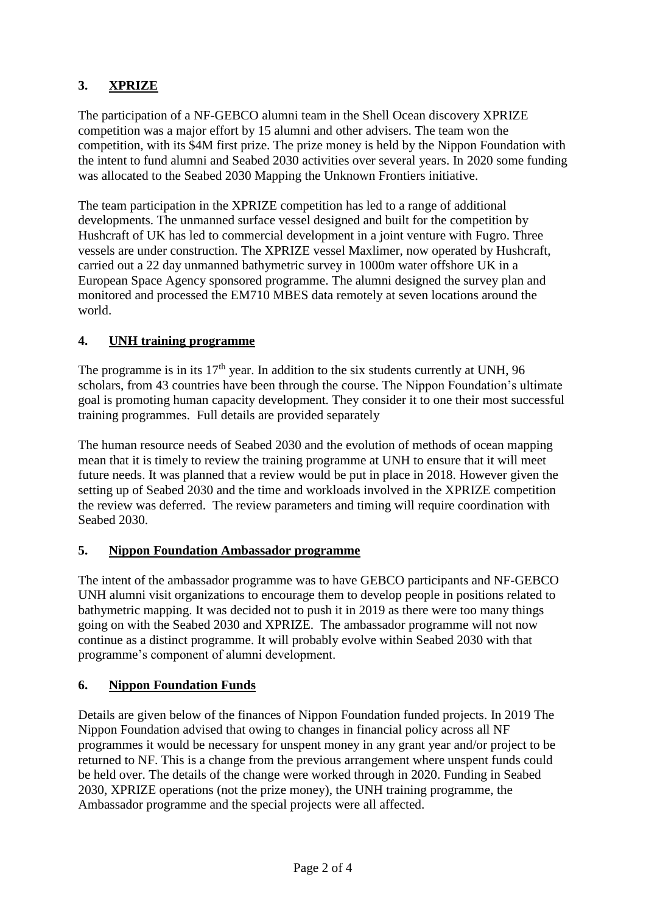## 3. XPRIZE

The participation of a NF-GEBCO alumni team in the Shell Ocean discovery XPRIZE competition was a major effort by 15 alumni and other advisers. The team won the competition, with its \$4M first prize. The prize money is held by the Nippon Foundation with the intent to fund alumni and Seabed 2030 activities over several years. In 2020 some funding was allocated to the Seabed 2030 Mapping the Unknown Frontiers initiative.

The team participation in the XPRIZE competition has led to a range of additional developments. The unmanned surface vessel designed and built for the competition by Hushcraft of UK has led to commercial development in a joint venture with Fugro. Three vessels are under construction. The XPRIZE vessel Maxlimer, now operated by Hushcraft, carried out a 22 day unmanned bathymetric survey in 1000m water offshore UK in a European Space Agency sponsored programme. The alumni designed the survey plan and monitored and processed the EM710 MBES data remotely at seven locations around the world.

## 4. UNH training programme

The programme is in its 17th year. In addition to the six students currently at UNH, 96 scholars, from 43 countries have been through the course. The Nippon Foundation's ultimate goal is promoting human capacity development. They consider it to one their most successful training programmes. Full details are provided separately

The human resource needs of Seabed 2030 and the evolution of methods of ocean mapping mean that it is timely to review the training programme at UNH to ensure that it will meet future needs. It was planned that a review would be put in place in 2018. However given the setting up of Seabed 2030 and the time and workloads involved in the XPRIZE competition the review was deferred. The review parameters and timing will require coordination with Seabed 2030.

## 5. Nippon Foundation Ambassador programme

The intent of the ambassador programme was to have GEBCO participants and NF-GEBCO UNH alumni visit organizations to encourage them to develop people in positions related to bathymetric mapping. It was decided not to push it in 2019 as there were too many things going on with the Seabed 2030 and XPRIZE. The ambassador programme will not now continue as a distinct programme. It will probably evolve within Seabed 2030 with that programme's component of alumni development.

## 6. Nippon Foundation Funds

Details are given below of the finances of Nippon Foundation funded projects. In 2019 The Nippon Foundation advised that owing to changes in financial policy across all NF programmes it would be necessary for unspent money in any grant year and/or project to be returned to NF. This is a change from the previous arrangement where unspent funds could be held over. The details of the change were worked through in 2020. Funding in Seabed 2030, XPRIZE operations (not the prize money), the UNH training programme, the Ambassador programme and the special projects were all affected.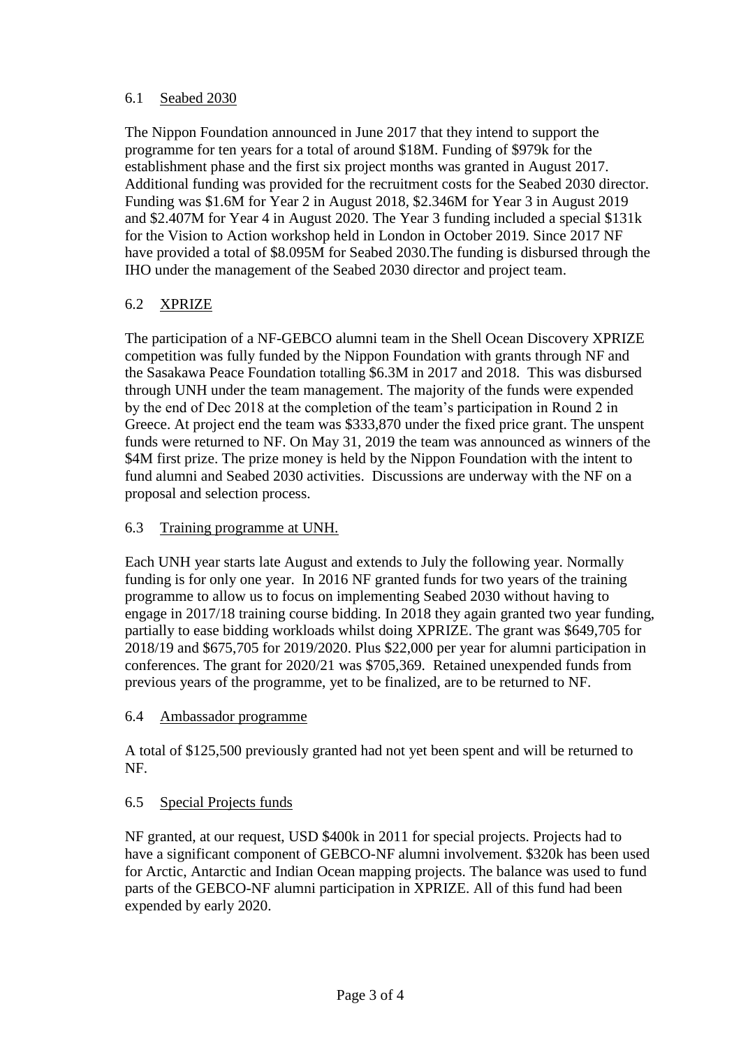### 6.1 Seabed 2030

The Nippon Foundation announced in June 2017 that they intend to support the programme for ten years for a total of around $18M. Funding of $979k for the establishment phase and the first six project months was granted in August 2017. Additional funding was provided for the recruitment costs for the Seabed 2030 director. Funding was $1.6M for Year 2 in August 2018, $2.346M for Year 3 in August 2019 and $2.407M for Year 4 in August 2020. The Year 3 funding included a special $131k for the Vision to Action workshop held in London in October 2019. Since 2017 NF have provided a total of $8.095M for Seabed 2030.The funding is disbursed through the IHO under the management of the Seabed 2030 director and project team.

### 6.2 XPRIZE

The participation of a NF-GEBCO alumni team in the Shell Ocean Discovery XPRIZE competition was fully funded by the Nippon Foundation with grants through NF and the Sasakawa Peace Foundation totalling $6.3M in 2017 and 2018. This was disbursed through UNH under the team management. The majority of the funds were expended by the end of Dec 2018 at the completion of the team's participation in Round 2 in Greece. At project end the team was $333,870 under the fixed price grant. The unspent funds were returned to NF. On May 31, 2019 the team was announced as winners of the $4M first prize. The prize money is held by the Nippon Foundation with the intent to fund alumni and Seabed 2030 activities. Discussions are underway with the NF on a proposal and selection process.

### 6.3 Training programme at UNH.

Each UNH year starts late August and extends to July the following year. Normally funding is for only one year. In 2016 NF granted funds for two years of the training programme to allow us to focus on implementing Seabed 2030 without having to engage in 2017/18 training course bidding. In 2018 they again granted two year funding, partially to ease bidding workloads whilst doing XPRIZE. The grant was $649,705 for 2018/19 and $675,705 for 2019/2020. Plus $22,000 per year for alumni participation in conferences. The grant for 2020/21 was $705,369. Retained unexpended funds from previous years of the programme, yet to be finalized, are to be returned to NF.

### 6.4 Ambassador programme

A total of $125,500 previously granted had not yet been spent and will be returned to NF.

### 6.5 Special Projects funds

NF granted, at our request, USD $400k in 2011 for special projects. Projects had to have a significant component of GEBCO-NF alumni involvement. $320k has been used for Arctic, Antarctic and Indian Ocean mapping projects. The balance was used to fund parts of the GEBCO-NF alumni participation in XPRIZE. All of this fund had been expended by early 2020.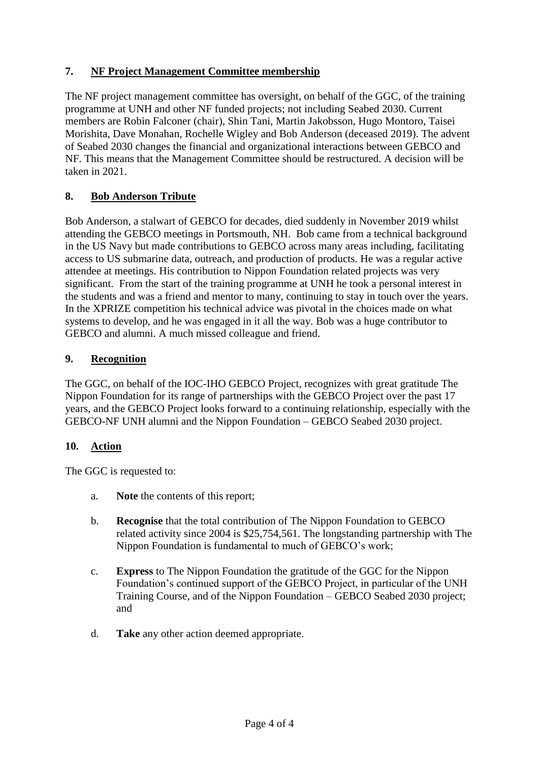## 7. NF Project Management Committee membership

The NF project management committee has oversight, on behalf of the GGC, of the training programme at UNH and other NF funded projects; not including Seabed 2030. Current members are Robin Falconer (chair), Shin Tani, Martin Jakobsson, Hugo Montoro, Taisei Morishita, Dave Monahan, Rochelle Wigley and Bob Anderson (deceased 2019). The advent of Seabed 2030 changes the financial and organizational interactions between GEBCO and NF. This means that the Management Committee should be restructured. A decision will be taken in 2021.

## 8. Bob Anderson Tribute

Bob Anderson, a stalwart of GEBCO for decades, died suddenly in November 2019 whilst attending the GEBCO meetings in Portsmouth, NH. Bob came from a technical background in the US Navy but made contributions to GEBCO across many areas including, facilitating access to US submarine data, outreach, and production of products. He was a regular active attendee at meetings. His contribution to Nippon Foundation related projects was very significant. From the start of the training programme at UNH he took a personal interest in the students and was a friend and mentor to many, continuing to stay in touch over the years. In the XPRIZE competition his technical advice was pivotal in the choices made on what systems to develop, and he was engaged in it all the way. Bob was a huge contributor to GEBCO and alumni. A much missed colleague and friend.

## 9. Recognition

The GGC, on behalf of the IOC-IHO GEBCO Project, recognizes with great gratitude The Nippon Foundation for its range of partnerships with the GEBCO Project over the past 17 years, and the GEBCO Project looks forward to a continuing relationship, especially with the GEBCO-NF UNH alumni and the Nippon Foundation – GEBCO Seabed 2030 project.

## 10. Action

The GGC is requested to:

a. **Note** the contents of this report;

b. **Recognise** that the total contribution of The Nippon Foundation to GEBCO related activity since 2004 is $25,754,561. The longstanding partnership with The Nippon Foundation is fundamental to much of GEBCO's work;

c. **Express** to The Nippon Foundation the gratitude of the GGC for the Nippon Foundation's continued support of the GEBCO Project, in particular of the UNH Training Course, and of the Nippon Foundation – GEBCO Seabed 2030 project; and

d. **Take** any other action deemed appropriate.